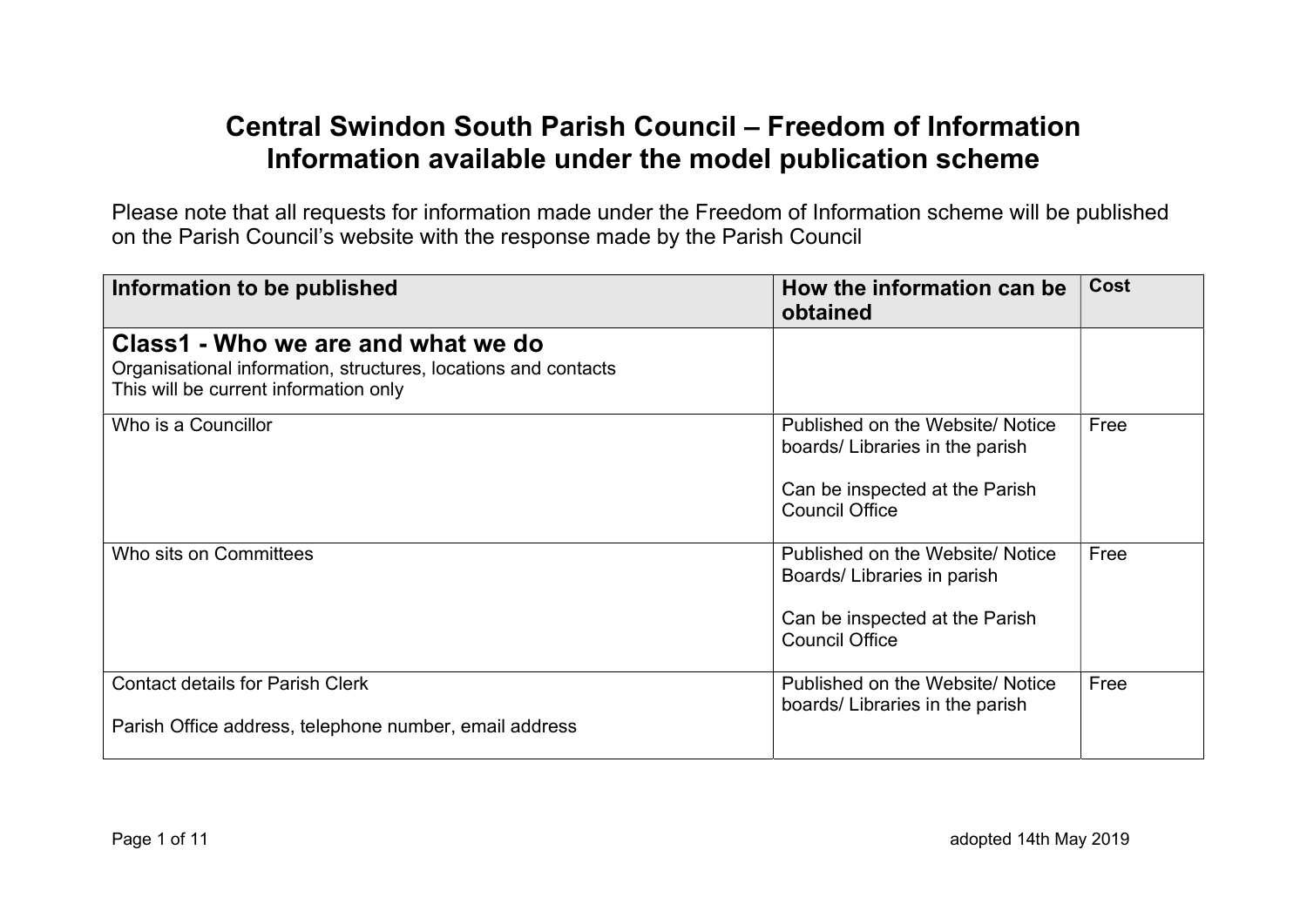# Central Swindon South Parish Council – Freedom of Information
# Information available under the model publication scheme

Please note that all requests for information made under the Freedom of Information scheme will be published on the Parish Council's website with the response made by the Parish Council

| Information to be published | How the information can be obtained | Cost |
|---|---|---|
| **Class1 - Who we are and what we do**<br>Organisational information, structures, locations and contacts<br>This will be current information only | | |
| Who is a Councillor | Published on the Website/ Notice boards/ Libraries in the parish<br><br>Can be inspected at the Parish Council Office | Free |
| Who sits on Committees | Published on the Website/ Notice Boards/ Libraries in parish<br><br>Can be inspected at the Parish Council Office | Free |
| Contact details for Parish Clerk<br><br>Parish Office address, telephone number, email address | Published on the Website/ Notice boards/ Libraries in the parish | Free |

adopted 14th May 2019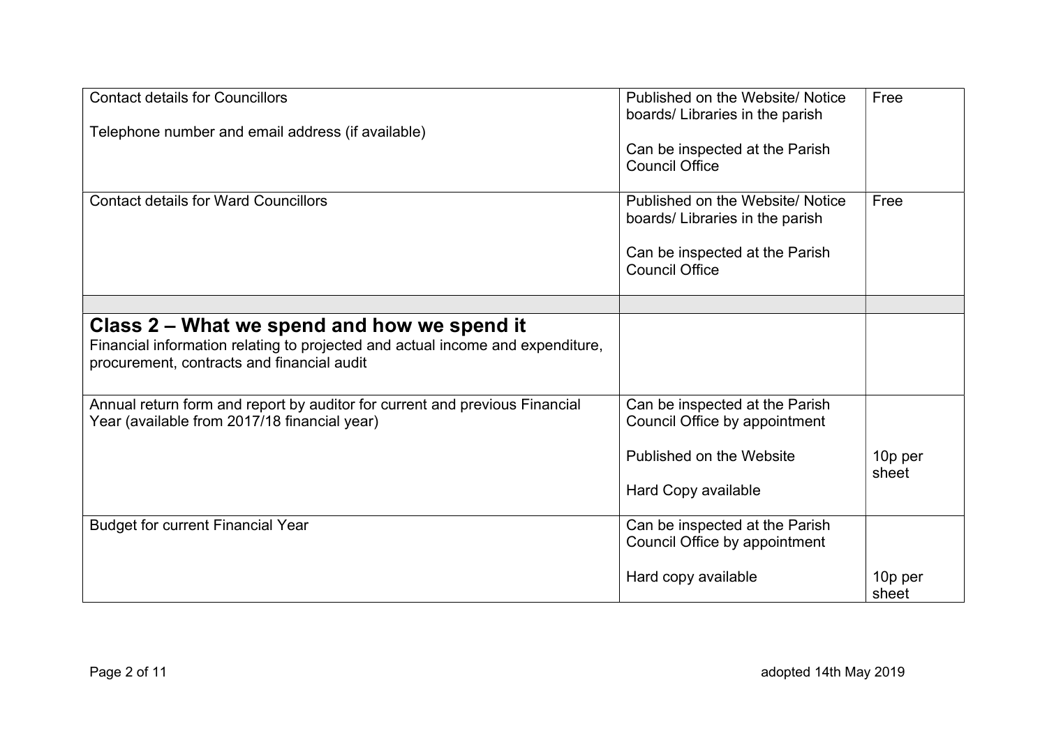| | | |
|---|---|---|
| Contact details for Councillors<br><br>Telephone number and email address (if available) | Published on the Website/ Notice boards/ Libraries in the parish<br><br>Can be inspected at the Parish Council Office | Free |
| Contact details for Ward Councillors | Published on the Website/ Notice boards/ Libraries in the parish<br><br>Can be inspected at the Parish Council Office | Free |
| | | |
| **Class 2 – What we spend and how we spend it**<br>Financial information relating to projected and actual income and expenditure, procurement, contracts and financial audit | | |
| Annual return form and report by auditor for current and previous Financial Year (available from 2017/18 financial year) | Can be inspected at the Parish Council Office by appointment<br><br>Published on the Website<br><br>Hard Copy available | 10p per sheet |
| Budget for current Financial Year | Can be inspected at the Parish Council Office by appointment<br><br>Hard copy available | 10p per sheet |

adopted 14th May 2019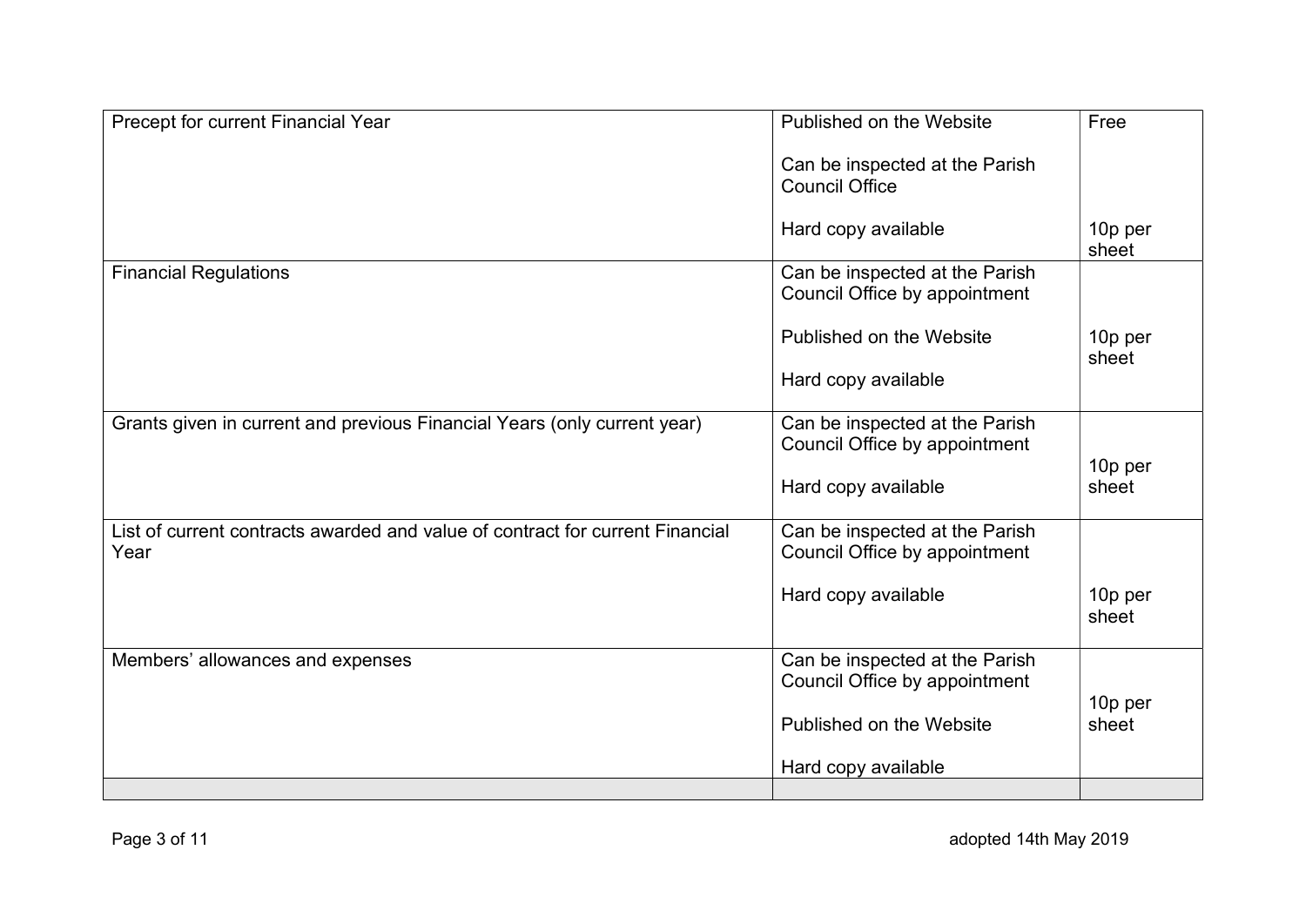| | | |
|---|---|---|
| Precept for current Financial Year | Published on the Website<br><br>Can be inspected at the Parish Council Office<br><br>Hard copy available | Free<br><br><br><br>10p per sheet |
| Financial Regulations | Can be inspected at the Parish Council Office by appointment<br><br>Published on the Website<br><br>Hard copy available | <br><br><br>10p per sheet |
| Grants given in current and previous Financial Years (only current year) | Can be inspected at the Parish Council Office by appointment<br><br>Hard copy available | <br><br>10p per sheet |
| List of current contracts awarded and value of contract for current Financial Year | Can be inspected at the Parish Council Office by appointment<br><br>Hard copy available | <br><br><br>10p per sheet |
| Members' allowances and expenses | Can be inspected at the Parish Council Office by appointment<br><br>Published on the Website<br><br>Hard copy available | <br><br>10p per sheet |
| | | |

adopted 14th May 2019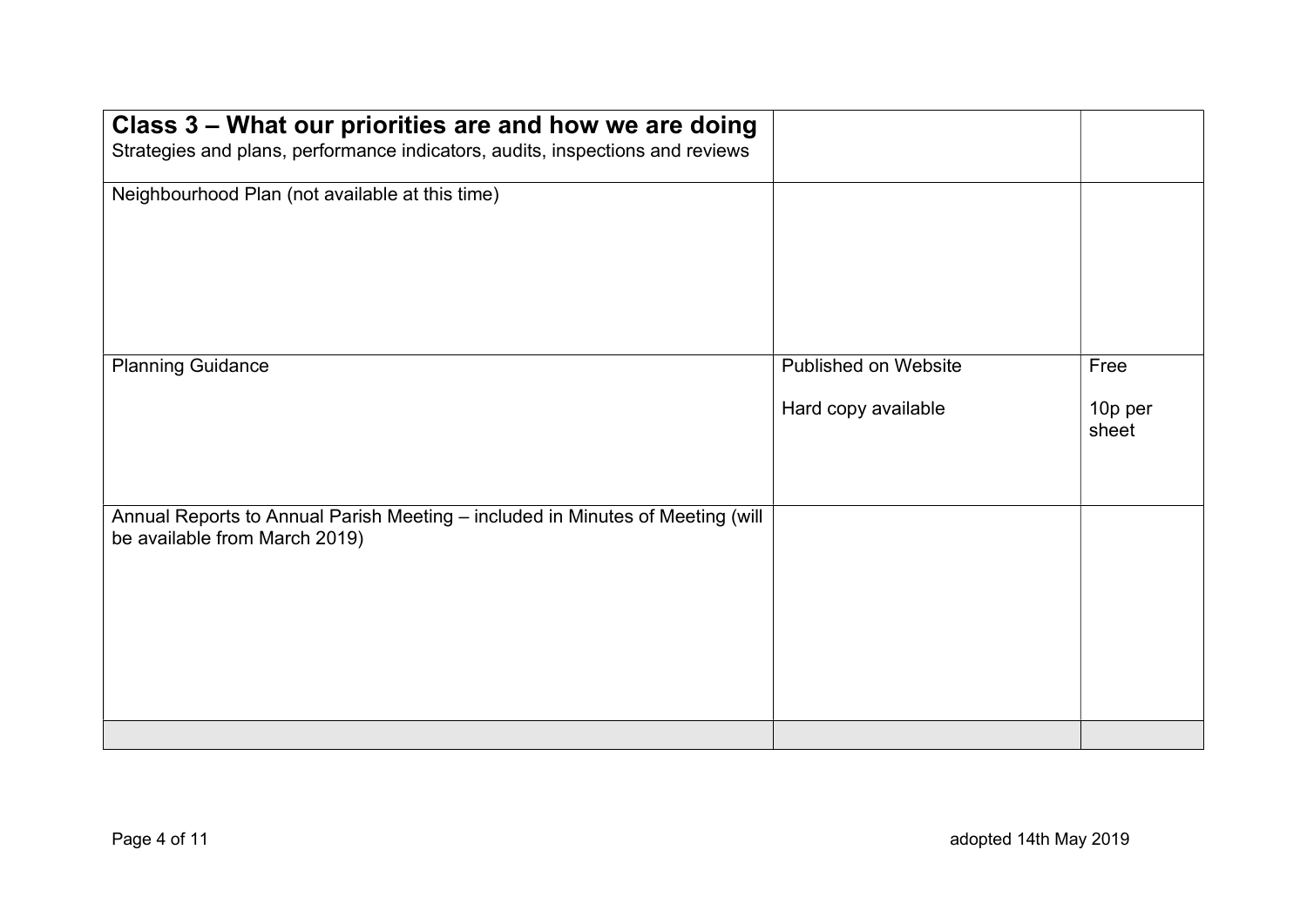| **Class 3 – What our priorities are and how we are doing**<br>Strategies and plans, performance indicators, audits, inspections and reviews | | |
|---|---|---|
| Neighbourhood Plan (not available at this time) | | |
| Planning Guidance | Published on Website<br><br>Hard copy available | Free<br><br>10p per sheet |
| Annual Reports to Annual Parish Meeting – included in Minutes of Meeting (will be available from March 2019) | | |
| | | |

adopted 14th May 2019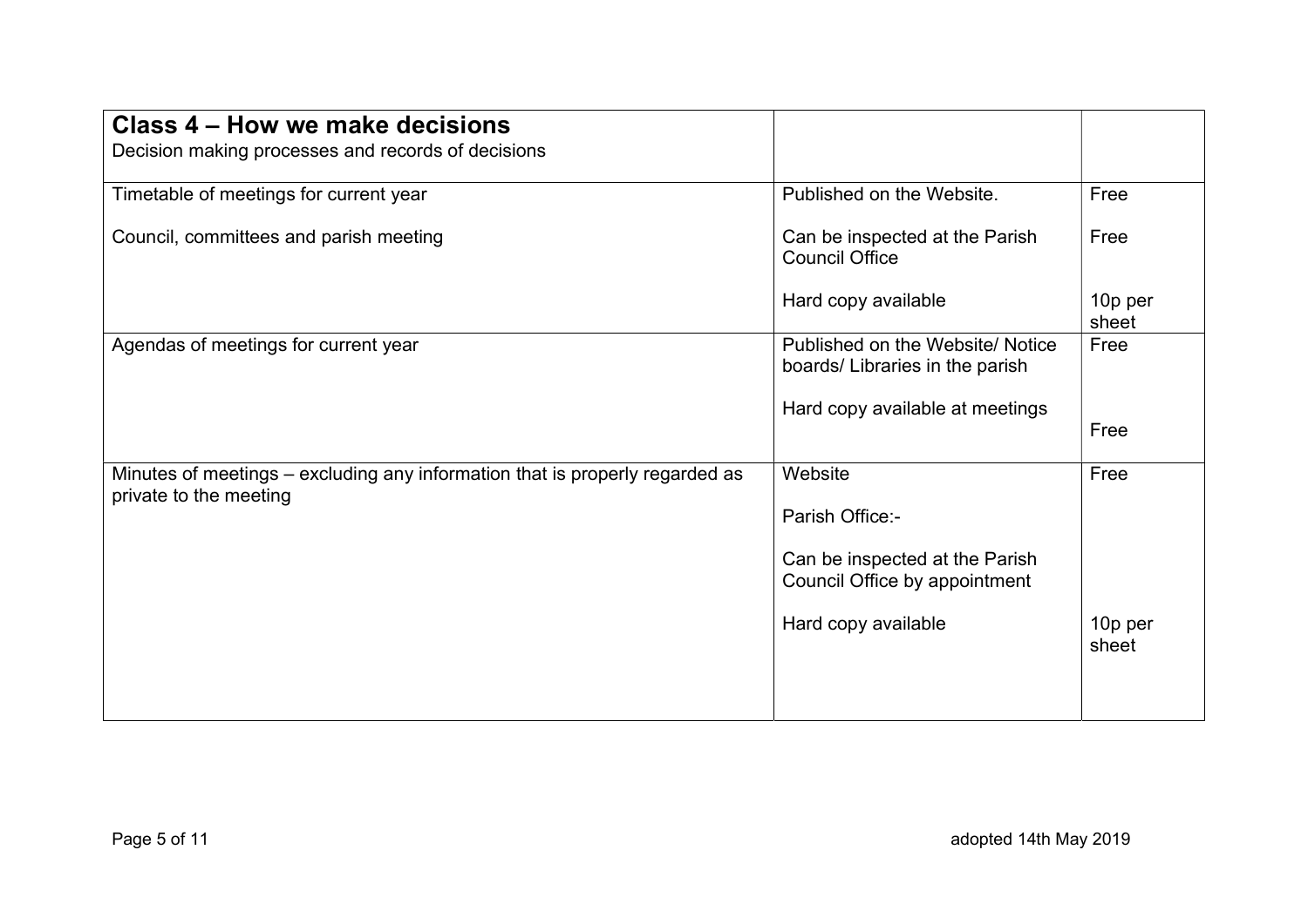| **Class 4 – How we make decisions**<br>Decision making processes and records of decisions | | |
|---|---|---|
| Timetable of meetings for current year<br><br>Council, committees and parish meeting | Published on the Website.<br><br>Can be inspected at the Parish Council Office<br><br>Hard copy available | Free<br><br>Free<br><br>10p per sheet |
| Agendas of meetings for current year | Published on the Website/ Notice boards/ Libraries in the parish<br><br>Hard copy available at meetings | Free<br><br>Free |
| Minutes of meetings – excluding any information that is properly regarded as private to the meeting | Website<br><br>Parish Office:-<br><br>Can be inspected at the Parish Council Office by appointment<br><br>Hard copy available | Free<br><br>10p per sheet |

adopted 14th May 2019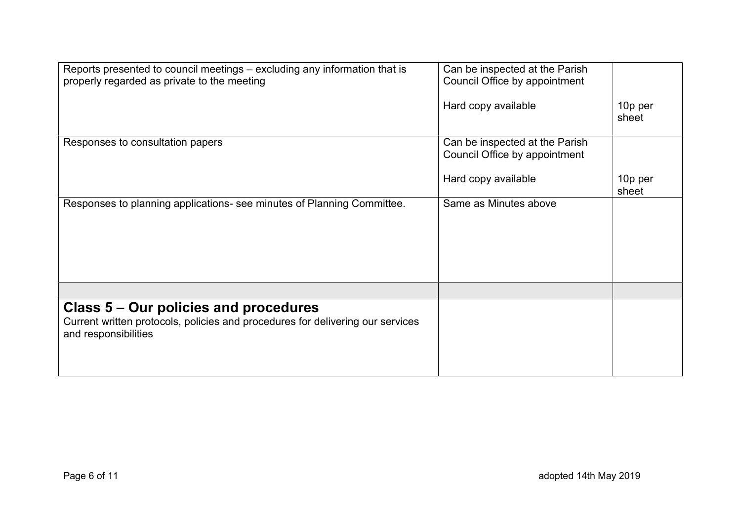| | | |
|---|---|---|
| Reports presented to council meetings – excluding any information that is properly regarded as private to the meeting | Can be inspected at the Parish Council Office by appointment<br><br>Hard copy available | <br><br>10p per sheet |
| Responses to consultation papers | Can be inspected at the Parish Council Office by appointment<br><br>Hard copy available | <br><br>10p per sheet |
| Responses to planning applications- see minutes of Planning Committee. | Same as Minutes above | |
| | | |
| **Class 5 – Our policies and procedures**<br>Current written protocols, policies and procedures for delivering our services and responsibilities | | |

adopted 14th May 2019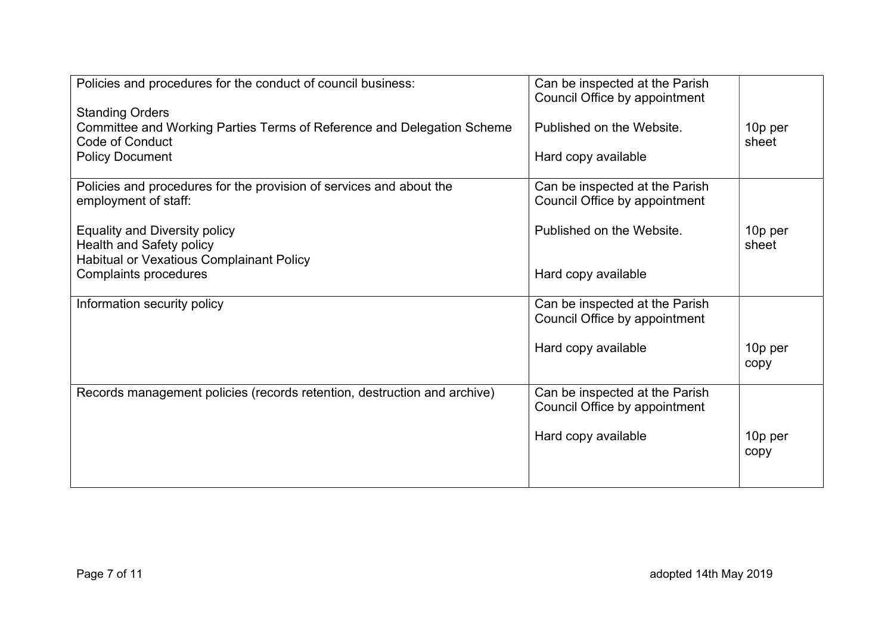| | | |
|---|---|---|
| Policies and procedures for the conduct of council business:<br><br>Standing Orders<br>Committee and Working Parties Terms of Reference and Delegation Scheme<br>Code of Conduct<br>Policy Document | Can be inspected at the Parish Council Office by appointment<br><br>Published on the Website.<br><br>Hard copy available | 10p per sheet |
| Policies and procedures for the provision of services and about the employment of staff:<br><br>Equality and Diversity policy<br>Health and Safety policy<br>Habitual or Vexatious Complainant Policy<br>Complaints procedures | Can be inspected at the Parish Council Office by appointment<br><br>Published on the Website.<br><br>Hard copy available | 10p per sheet |
| Information security policy | Can be inspected at the Parish Council Office by appointment<br><br>Hard copy available | 10p per copy |
| Records management policies (records retention, destruction and archive) | Can be inspected at the Parish Council Office by appointment<br><br>Hard copy available | 10p per copy |

adopted 14th May 2019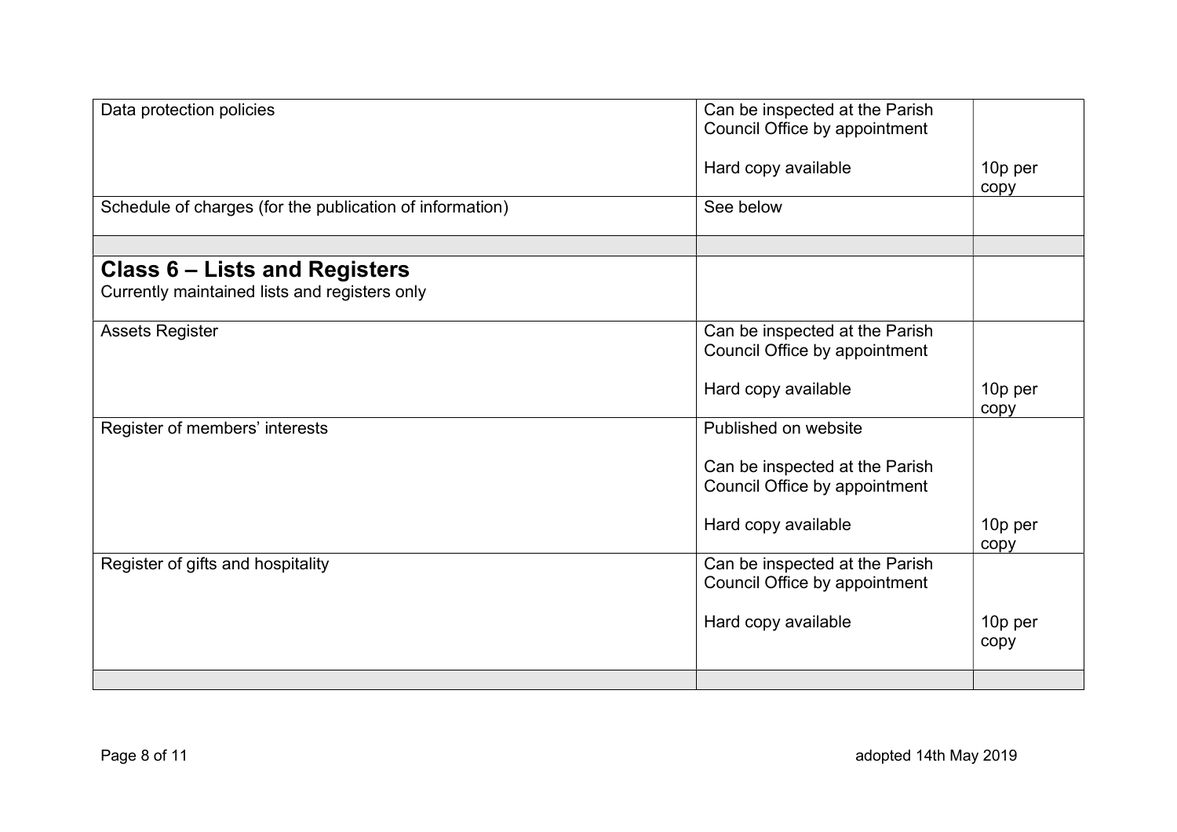| | | |
|---|---|---|
| Data protection policies | Can be inspected at the Parish Council Office by appointment<br><br>Hard copy available | <br><br>10p per copy |
| Schedule of charges (for the publication of information) | See below | |
| | | |
| **Class 6 – Lists and Registers**<br>Currently maintained lists and registers only | | |
| Assets Register | Can be inspected at the Parish Council Office by appointment<br><br>Hard copy available | <br><br>10p per copy |
| Register of members' interests | Published on website<br><br>Can be inspected at the Parish Council Office by appointment<br><br>Hard copy available | <br><br><br><br>10p per copy |
| Register of gifts and hospitality | Can be inspected at the Parish Council Office by appointment<br><br>Hard copy available | <br><br>10p per copy |
| | | |

adopted 14th May 2019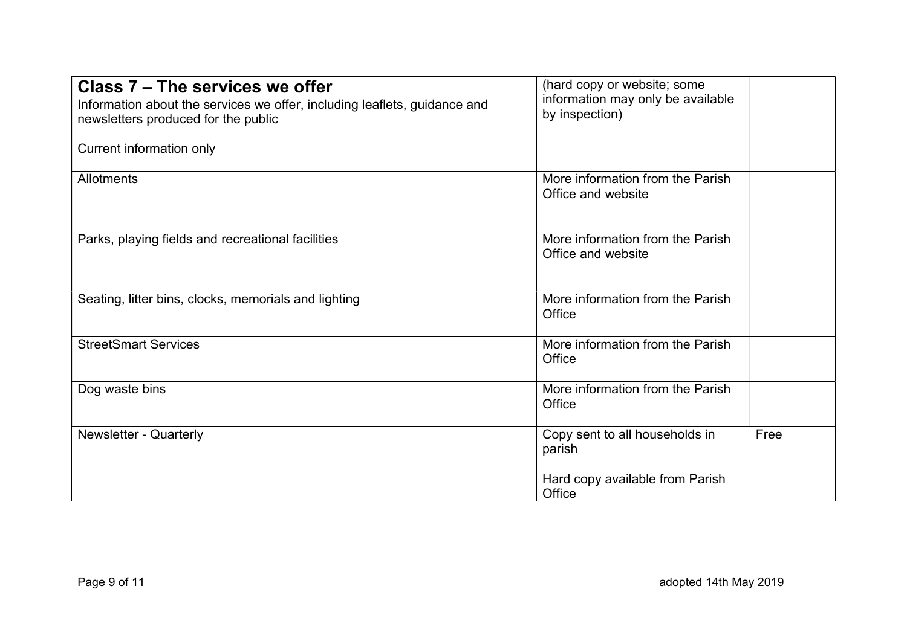| **Class 7 – The services we offer**<br>Information about the services we offer, including leaflets, guidance and newsletters produced for the public<br><br>Current information only | (hard copy or website; some information may only be available by inspection) | |
|---|---|---|
| Allotments | More information from the Parish Office and website | |
| Parks, playing fields and recreational facilities | More information from the Parish Office and website | |
| Seating, litter bins, clocks, memorials and lighting | More information from the Parish Office | |
| StreetSmart Services | More information from the Parish Office | |
| Dog waste bins | More information from the Parish Office | |
| Newsletter - Quarterly | Copy sent to all households in parish<br><br>Hard copy available from Parish Office | Free |

adopted 14th May 2019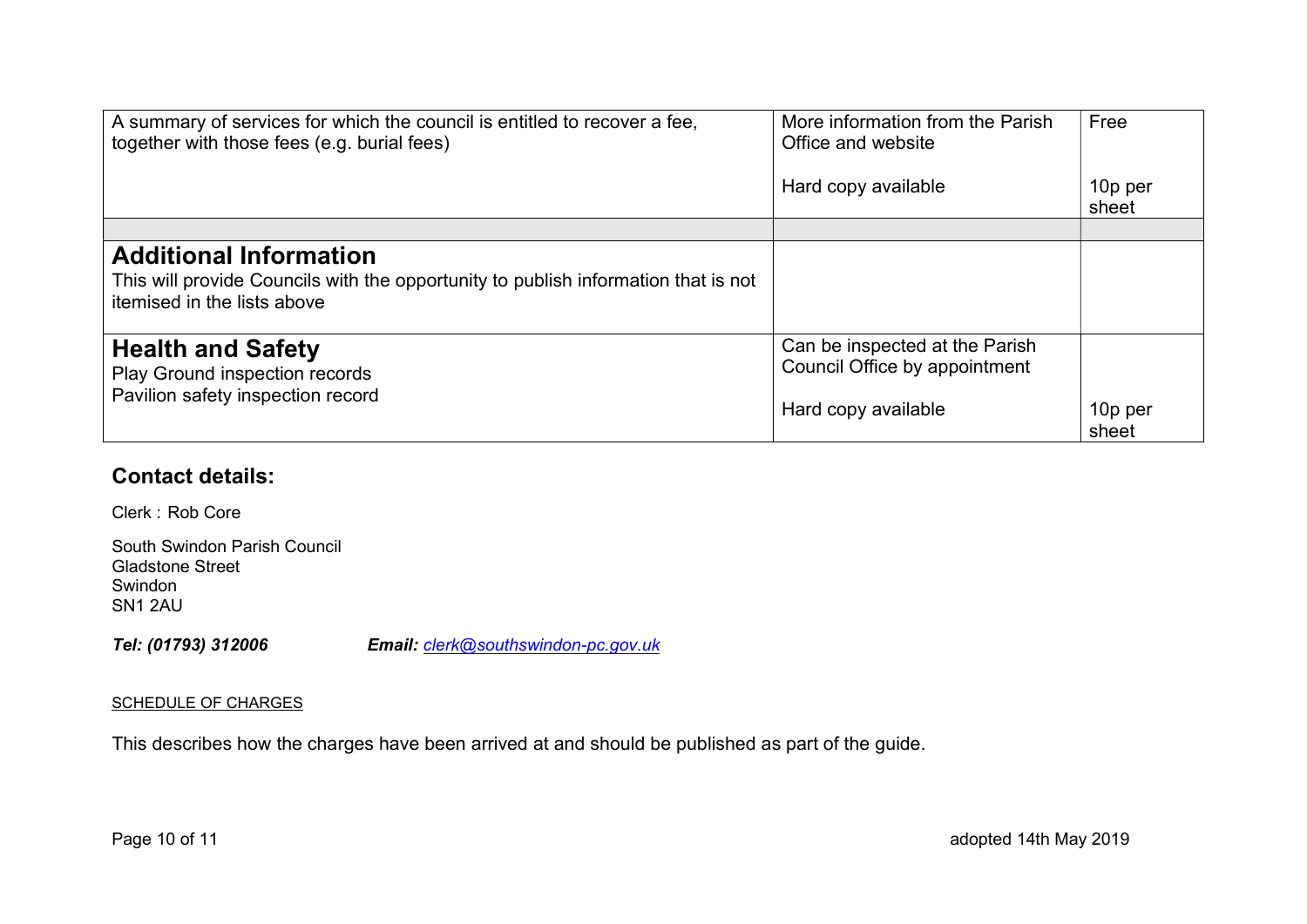| | | |
|---|---|---|
| A summary of services for which the council is entitled to recover a fee, together with those fees (e.g. burial fees) | More information from the Parish Office and website<br><br>Hard copy available | Free<br><br>10p per sheet |
| | | |
| **Additional Information**<br>This will provide Councils with the opportunity to publish information that is not itemised in the lists above | | |
| **Health and Safety**<br>Play Ground inspection records<br>Pavilion safety inspection record | Can be inspected at the Parish Council Office by appointment<br><br>Hard copy available | <br><br>10p per sheet |

## Contact details:

Clerk : Rob Core

South Swindon Parish Council
Gladstone Street
Swindon
SN1 2AU

***Tel: (01793) 312006*** ***Email:*** *clerk@southswindon-pc.gov.uk*

SCHEDULE OF CHARGES

This describes how the charges have been arrived at and should be published as part of the guide.

adopted 14th May 2019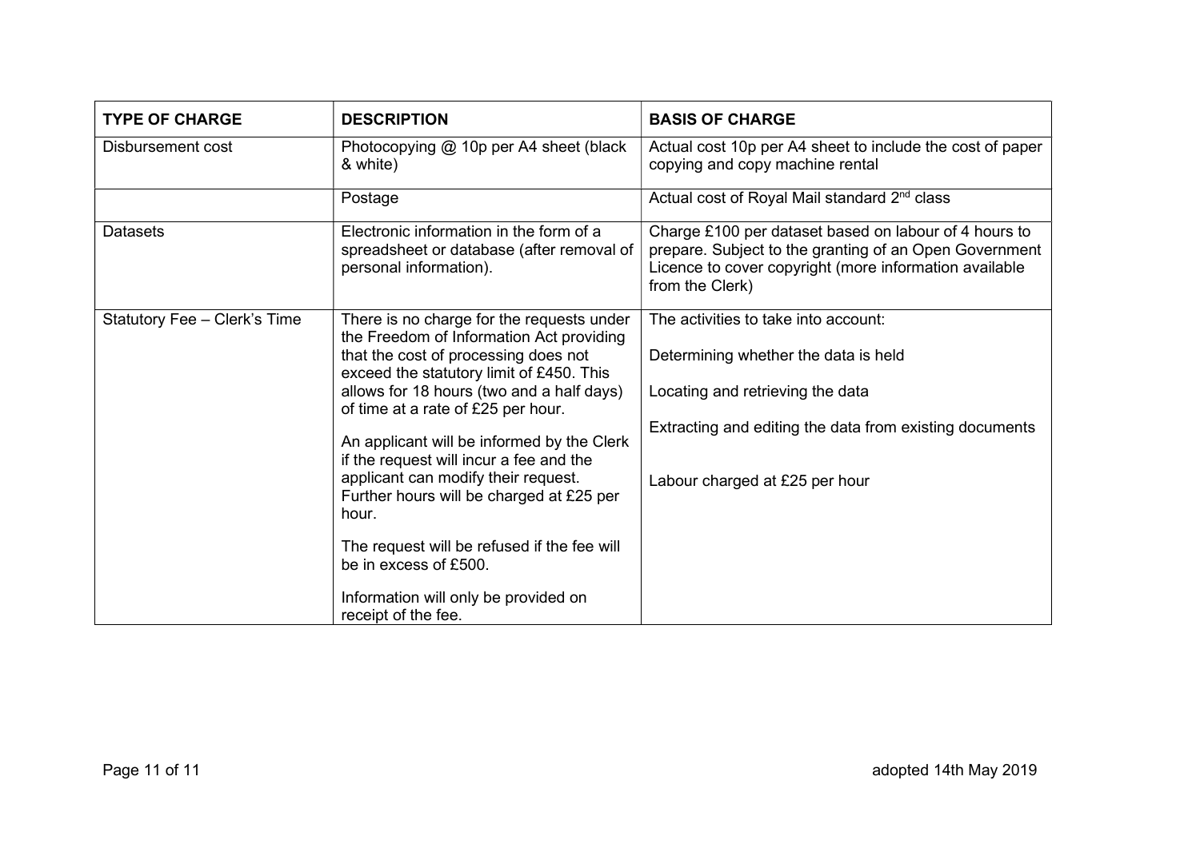| TYPE OF CHARGE | DESCRIPTION | BASIS OF CHARGE |
|---|---|---|
| Disbursement cost | Photocopying @ 10p per A4 sheet (black & white) | Actual cost 10p per A4 sheet to include the cost of paper copying and copy machine rental |
| | Postage | Actual cost of Royal Mail standard 2nd class |
| Datasets | Electronic information in the form of a spreadsheet or database (after removal of personal information). | Charge £100 per dataset based on labour of 4 hours to prepare. Subject to the granting of an Open Government Licence to cover copyright (more information available from the Clerk) |
| Statutory Fee – Clerk's Time | There is no charge for the requests under the Freedom of Information Act providing that the cost of processing does not exceed the statutory limit of £450. This allows for 18 hours (two and a half days) of time at a rate of £25 per hour.<br><br>An applicant will be informed by the Clerk if the request will incur a fee and the applicant can modify their request. Further hours will be charged at £25 per hour.<br><br>The request will be refused if the fee will be in excess of £500.<br><br>Information will only be provided on receipt of the fee. | The activities to take into account:<br><br>Determining whether the data is held<br><br>Locating and retrieving the data<br><br>Extracting and editing the data from existing documents<br><br>Labour charged at £25 per hour |

adopted 14th May 2019